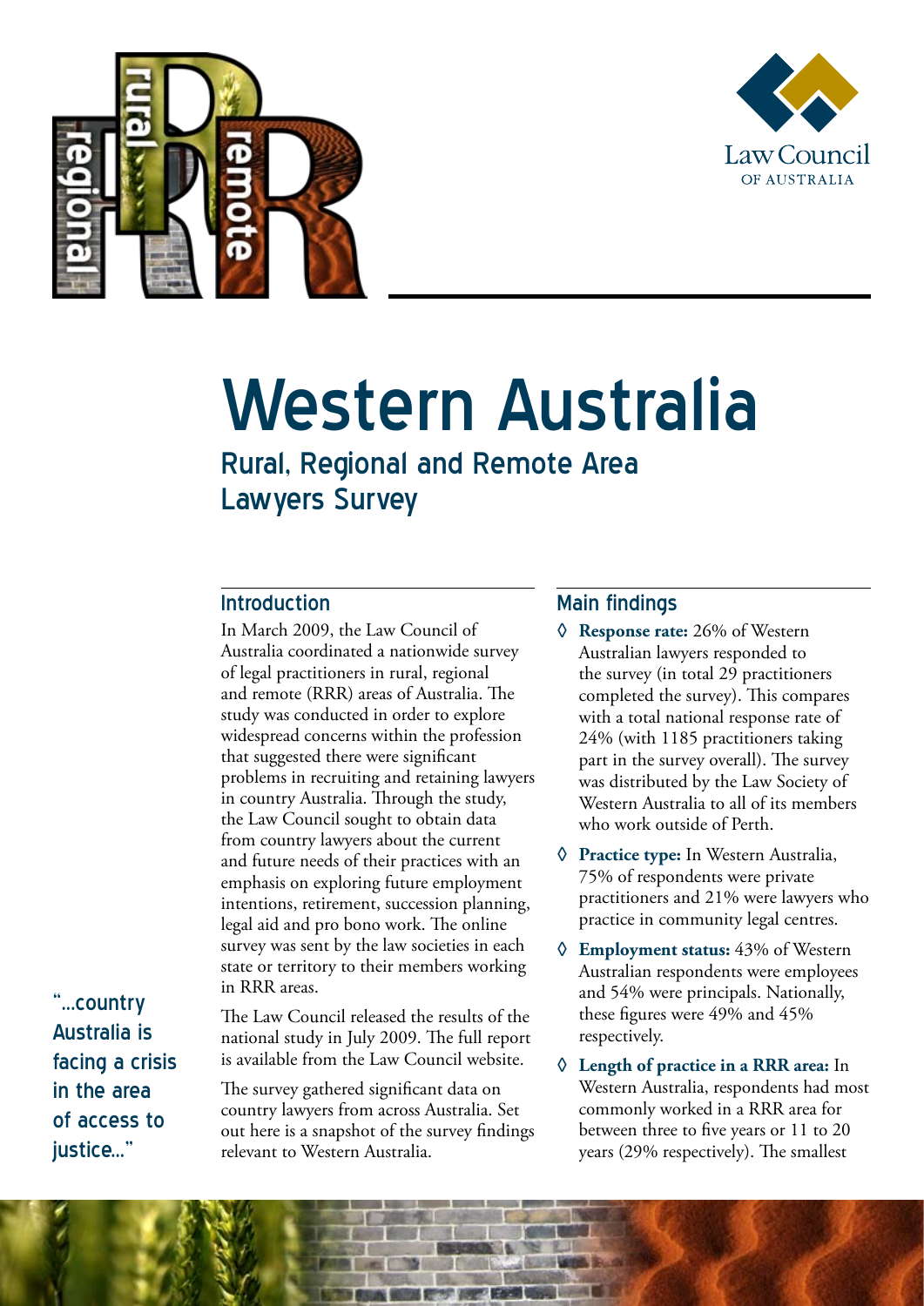# Western Australia

## Rural, Regional and Remote Area Lawyers Survey

### Introduction

In March 2009, the Law Council of Australia coordinated a nationwide survey of legal practitioners in rural, regional and remote (RRR) areas of Australia. The study was conducted in order to explore widespread concerns within the profession that suggested there were significant problems in recruiting and retaining lawyers in country Australia. Through the study, the Law Council sought to obtain data from country lawyers about the current and future needs of their practices with an emphasis on exploring future employment intentions, retirement, succession planning, legal aid and pro bono work. The online survey was sent by the law societies in each state or territory to their members working in RRR areas.

The Law Council released the results of the national study in July 2009. The full report is available from the Law Council website.

The survey gathered significant data on country lawyers from across Australia. Set out here is a snapshot of the survey findings relevant to Western Australia.

"...country Australia is facing a crisis in the area of access to justice..."

### Main findings

- **Response rate:** 26% of Western Australian lawyers responded to the survey (in total 29 practitioners completed the survey). This compares with a total national response rate of 24% (with 1185 practitioners taking part in the survey overall). The survey was distributed by the Law Society of Western Australia to all of its members who work outside of Perth.
- **Practice type:** In Western Australia, 75% of respondents were private practitioners and 21% were lawyers who practice in community legal centres.
- **Employment status:** 43% of Western Australian respondents were employees and 54% were principals. Nationally, these figures were 49% and 45% respectively.
- **Length of practice in a RRR area:** In Western Australia, respondents had most commonly worked in a RRR area for between three to five years or 11 to 20 years (29% respectively). The smallest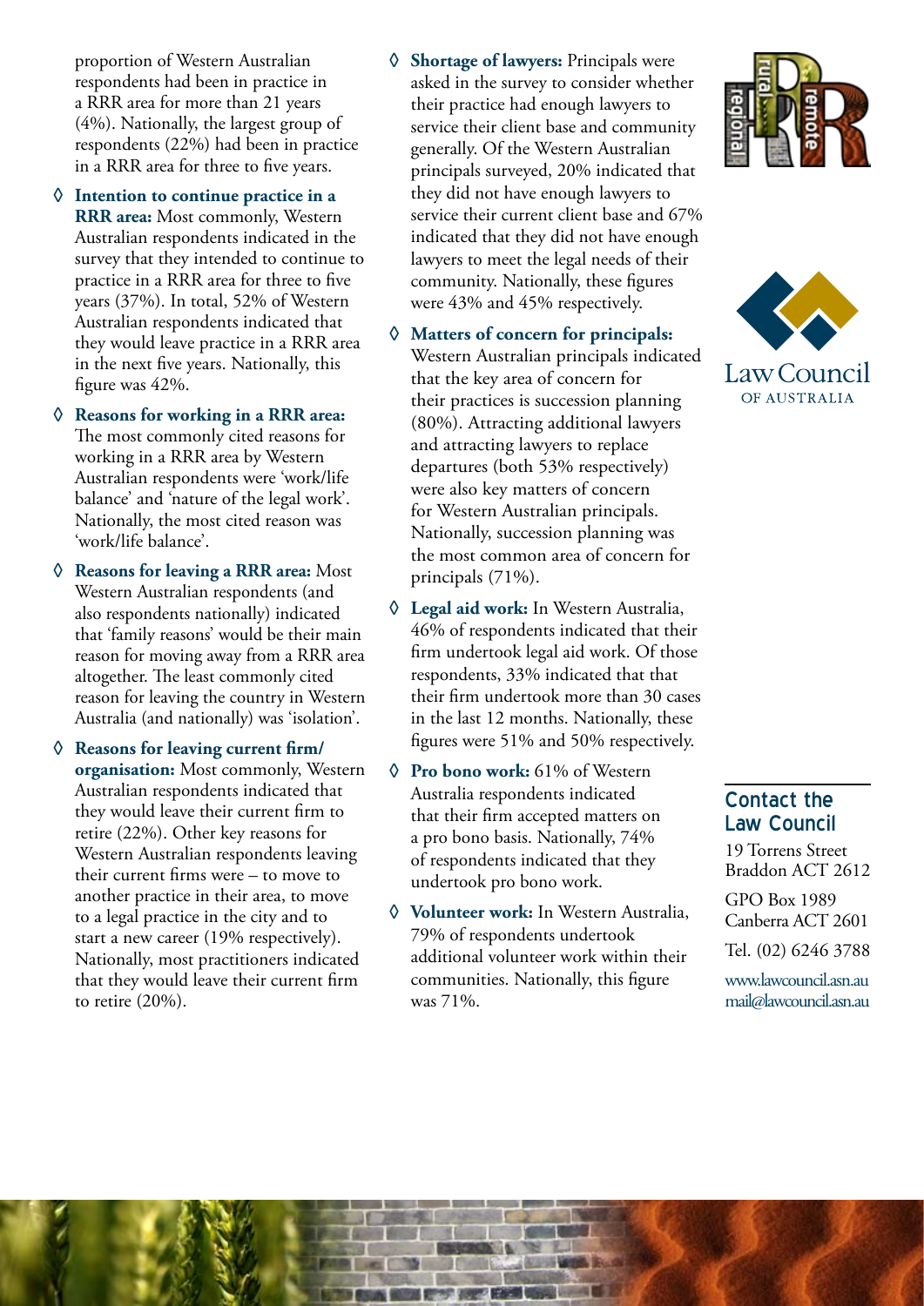proportion of Western Australian respondents had been in practice in a RRR area for more than 21 years (4%). Nationally, the largest group of respondents (22%) had been in practice in a RRR area for three to five years.

- **Intention to continue practice in a RRR area:** Most commonly, Western Australian respondents indicated in the survey that they intended to continue to practice in a RRR area for three to five years (37%). In total, 52% of Western Australian respondents indicated that they would leave practice in a RRR area in the next five years. Nationally, this figure was 42%.
- **Reasons for working in a RRR area:** The most commonly cited reasons for working in a RRR area by Western Australian respondents were 'work/life balance' and 'nature of the legal work'. Nationally, the most cited reason was 'work/life balance'.
- **Reasons for leaving a RRR area:** Most Western Australian respondents (and also respondents nationally) indicated that 'family reasons' would be their main reason for moving away from a RRR area altogether. The least commonly cited reason for leaving the country in Western Australia (and nationally) was 'isolation'.
- **Reasons for leaving current firm/ organisation:** Most commonly, Western Australian respondents indicated that they would leave their current firm to retire (22%). Other key reasons for Western Australian respondents leaving their current firms were – to move to another practice in their area, to move to a legal practice in the city and to start a new career (19% respectively). Nationally, most practitioners indicated that they would leave their current firm to retire (20%).
- **Shortage of lawyers:** Principals were asked in the survey to consider whether their practice had enough lawyers to service their client base and community generally. Of the Western Australian principals surveyed, 20% indicated that they did not have enough lawyers to service their current client base and 67% indicated that they did not have enough lawyers to meet the legal needs of their community. Nationally, these figures were 43% and 45% respectively.
- **Matters of concern for principals:** Western Australian principals indicated that the key area of concern for their practices is succession planning (80%). Attracting additional lawyers and attracting lawyers to replace departures (both 53% respectively) were also key matters of concern for Western Australian principals. Nationally, succession planning was the most common area of concern for principals (71%).
- **Legal aid work:** In Western Australia, 46% of respondents indicated that their firm undertook legal aid work. Of those respondents, 33% indicated that that their firm undertook more than 30 cases in the last 12 months. Nationally, these figures were 51% and 50% respectively.
- **Pro bono work:** 61% of Western Australia respondents indicated that their firm accepted matters on a pro bono basis. Nationally, 74% of respondents indicated that they undertook pro bono work.
- **Volunteer work:** In Western Australia, 79% of respondents undertook additional volunteer work within their communities. Nationally, this figure was 71%.

Law Council OF AUSTRALIA

## Contact the Law Council

19 Torrens Street
Braddon ACT 2612

GPO Box 1989
Canberra ACT 2601

Tel. (02) 6246 3788

www.lawcouncil.asn.au
mail@lawcouncil.asn.au